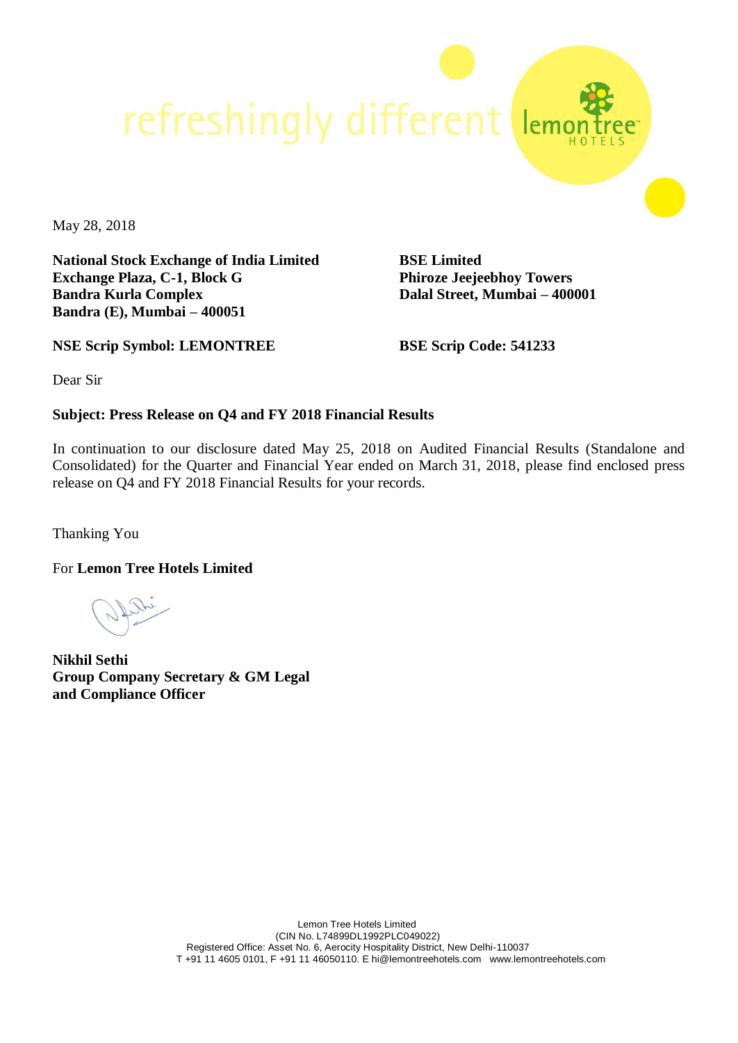May 28, 2018

| **National Stock Exchange of India Limited**<br>**Exchange Plaza, C-1, Block G**<br>**Bandra Kurla Complex**<br>**Bandra (E), Mumbai – 400051** | **BSE Limited**<br>**Phiroze Jeejeebhoy Towers**<br>**Dalal Street, Mumbai – 400001** |
|---|---|
| **NSE Scrip Symbol: LEMONTREE** | **BSE Scrip Code: 541233** |

Dear Sir

**Subject: Press Release on Q4 and FY 2018 Financial Results**

In continuation to our disclosure dated May 25, 2018 on Audited Financial Results (Standalone and Consolidated) for the Quarter and Financial Year ended on March 31, 2018, please find enclosed press release on Q4 and FY 2018 Financial Results for your records.

Thanking You

For **Lemon Tree Hotels Limited**

**Nikhil Sethi**
**Group Company Secretary & GM Legal and Compliance Officer**

Lemon Tree Hotels Limited
(CIN No. L74899DL1992PLC049022)
Registered Office: Asset No. 6, Aerocity Hospitality District, New Delhi-110037
T +91 11 4605 0101, F +91 11 46050110. E hi@lemontreehotels.com www.lemontreehotels.com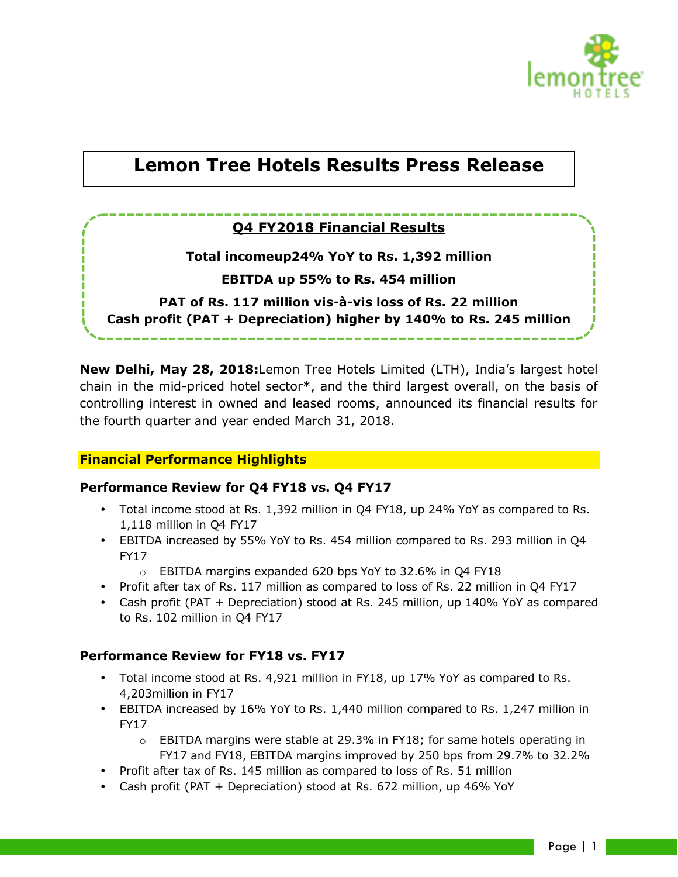# Lemon Tree Hotels Results Press Release

## Q4 FY2018 Financial Results

**Total incomeup24% YoY to Rs. 1,392 million**

**EBITDA up 55% to Rs. 454 million**

**PAT of Rs. 117 million vis-à-vis loss of Rs. 22 million**
**Cash profit (PAT + Depreciation) higher by 140% to Rs. 245 million**

**New Delhi, May 28, 2018:**Lemon Tree Hotels Limited (LTH), India's largest hotel chain in the mid-priced hotel sector*, and the third largest overall, on the basis of controlling interest in owned and leased rooms, announced its financial results for the fourth quarter and year ended March 31, 2018.

## Financial Performance Highlights

### Performance Review for Q4 FY18 vs. Q4 FY17

- Total income stood at Rs. 1,392 million in Q4 FY18, up 24% YoY as compared to Rs. 1,118 million in Q4 FY17
- EBITDA increased by 55% YoY to Rs. 454 million compared to Rs. 293 million in Q4 FY17
  - EBITDA margins expanded 620 bps YoY to 32.6% in Q4 FY18
- Profit after tax of Rs. 117 million as compared to loss of Rs. 22 million in Q4 FY17
- Cash profit (PAT + Depreciation) stood at Rs. 245 million, up 140% YoY as compared to Rs. 102 million in Q4 FY17

### Performance Review for FY18 vs. FY17

- Total income stood at Rs. 4,921 million in FY18, up 17% YoY as compared to Rs. 4,203million in FY17
- EBITDA increased by 16% YoY to Rs. 1,440 million compared to Rs. 1,247 million in FY17
  - EBITDA margins were stable at 29.3% in FY18; for same hotels operating in FY17 and FY18, EBITDA margins improved by 250 bps from 29.7% to 32.2%
- Profit after tax of Rs. 145 million as compared to loss of Rs. 51 million
- Cash profit (PAT + Depreciation) stood at Rs. 672 million, up 46% YoY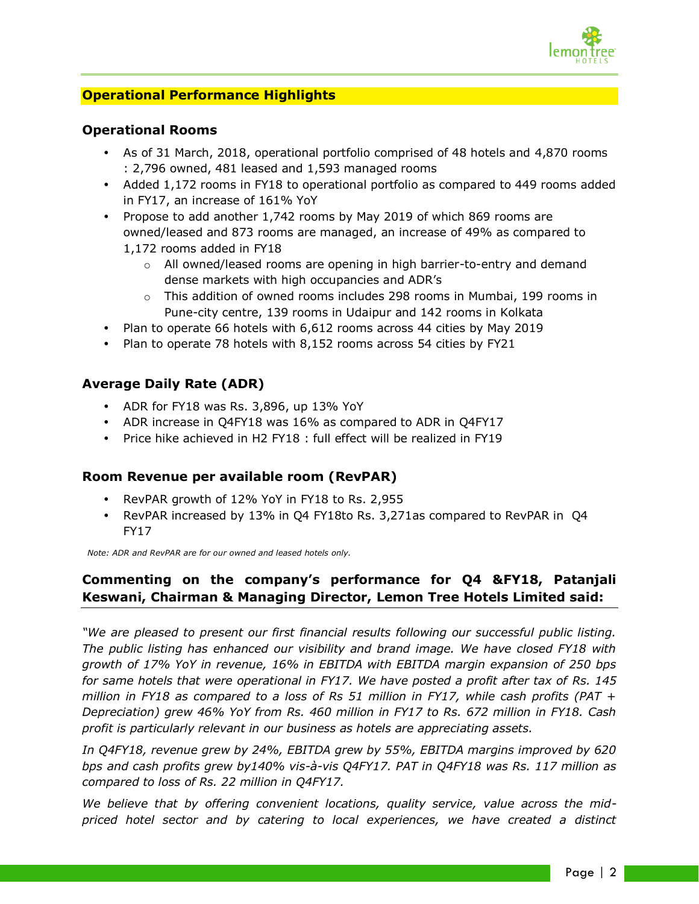## Operational Performance Highlights

### Operational Rooms

- As of 31 March, 2018, operational portfolio comprised of 48 hotels and 4,870 rooms : 2,796 owned, 481 leased and 1,593 managed rooms
- Added 1,172 rooms in FY18 to operational portfolio as compared to 449 rooms added in FY17, an increase of 161% YoY
- Propose to add another 1,742 rooms by May 2019 of which 869 rooms are owned/leased and 873 rooms are managed, an increase of 49% as compared to 1,172 rooms added in FY18
  - All owned/leased rooms are opening in high barrier-to-entry and demand dense markets with high occupancies and ADR's
  - This addition of owned rooms includes 298 rooms in Mumbai, 199 rooms in Pune-city centre, 139 rooms in Udaipur and 142 rooms in Kolkata
- Plan to operate 66 hotels with 6,612 rooms across 44 cities by May 2019
- Plan to operate 78 hotels with 8,152 rooms across 54 cities by FY21

### Average Daily Rate (ADR)

- ADR for FY18 was Rs. 3,896, up 13% YoY
- ADR increase in Q4FY18 was 16% as compared to ADR in Q4FY17
- Price hike achieved in H2 FY18 : full effect will be realized in FY19

### Room Revenue per available room (RevPAR)

- RevPAR growth of 12% YoY in FY18 to Rs. 2,955
- RevPAR increased by 13% in Q4 FY18to Rs. 3,271as compared to RevPAR in Q4 FY17

*Note: ADR and RevPAR are for our owned and leased hotels only.*

### Commenting on the company's performance for Q4 &FY18, Patanjali Keswani, Chairman & Managing Director, Lemon Tree Hotels Limited said:

*"We are pleased to present our first financial results following our successful public listing. The public listing has enhanced our visibility and brand image. We have closed FY18 with growth of 17% YoY in revenue, 16% in EBITDA with EBITDA margin expansion of 250 bps for same hotels that were operational in FY17. We have posted a profit after tax of Rs. 145 million in FY18 as compared to a loss of Rs 51 million in FY17, while cash profits (PAT + Depreciation) grew 46% YoY from Rs. 460 million in FY17 to Rs. 672 million in FY18. Cash profit is particularly relevant in our business as hotels are appreciating assets.*

*In Q4FY18, revenue grew by 24%, EBITDA grew by 55%, EBITDA margins improved by 620 bps and cash profits grew by140% vis-à-vis Q4FY17. PAT in Q4FY18 was Rs. 117 million as compared to loss of Rs. 22 million in Q4FY17.*

*We believe that by offering convenient locations, quality service, value across the mid-priced hotel sector and by catering to local experiences, we have created a distinct*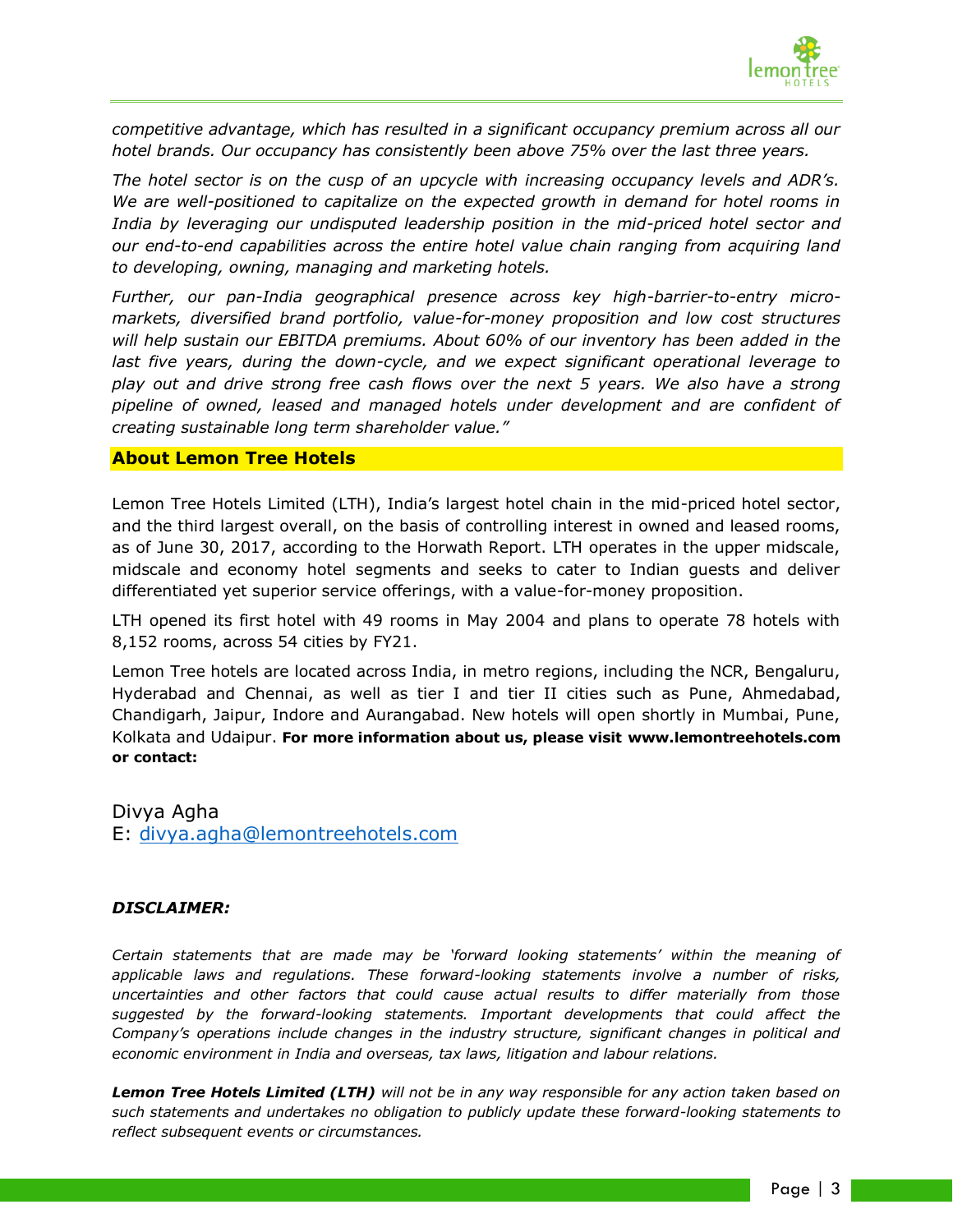*competitive advantage, which has resulted in a significant occupancy premium across all our hotel brands. Our occupancy has consistently been above 75% over the last three years.*

*The hotel sector is on the cusp of an upcycle with increasing occupancy levels and ADR's. We are well-positioned to capitalize on the expected growth in demand for hotel rooms in India by leveraging our undisputed leadership position in the mid-priced hotel sector and our end-to-end capabilities across the entire hotel value chain ranging from acquiring land to developing, owning, managing and marketing hotels.*

*Further, our pan-India geographical presence across key high-barrier-to-entry micro-markets, diversified brand portfolio, value-for-money proposition and low cost structures will help sustain our EBITDA premiums. About 60% of our inventory has been added in the last five years, during the down-cycle, and we expect significant operational leverage to play out and drive strong free cash flows over the next 5 years. We also have a strong pipeline of owned, leased and managed hotels under development and are confident of creating sustainable long term shareholder value."*

## About Lemon Tree Hotels

Lemon Tree Hotels Limited (LTH), India's largest hotel chain in the mid-priced hotel sector, and the third largest overall, on the basis of controlling interest in owned and leased rooms, as of June 30, 2017, according to the Horwath Report. LTH operates in the upper midscale, midscale and economy hotel segments and seeks to cater to Indian guests and deliver differentiated yet superior service offerings, with a value-for-money proposition.

LTH opened its first hotel with 49 rooms in May 2004 and plans to operate 78 hotels with 8,152 rooms, across 54 cities by FY21.

Lemon Tree hotels are located across India, in metro regions, including the NCR, Bengaluru, Hyderabad and Chennai, as well as tier I and tier II cities such as Pune, Ahmedabad, Chandigarh, Jaipur, Indore and Aurangabad. New hotels will open shortly in Mumbai, Pune, Kolkata and Udaipur. **For more information about us, please visit www.lemontreehotels.com or contact:**

Divya Agha
E: divya.agha@lemontreehotels.com

***DISCLAIMER:***

*Certain statements that are made may be 'forward looking statements' within the meaning of applicable laws and regulations. These forward-looking statements involve a number of risks, uncertainties and other factors that could cause actual results to differ materially from those suggested by the forward-looking statements. Important developments that could affect the Company's operations include changes in the industry structure, significant changes in political and economic environment in India and overseas, tax laws, litigation and labour relations.*

***Lemon Tree Hotels Limited (LTH)*** *will not be in any way responsible for any action taken based on such statements and undertakes no obligation to publicly update these forward-looking statements to reflect subsequent events or circumstances.*